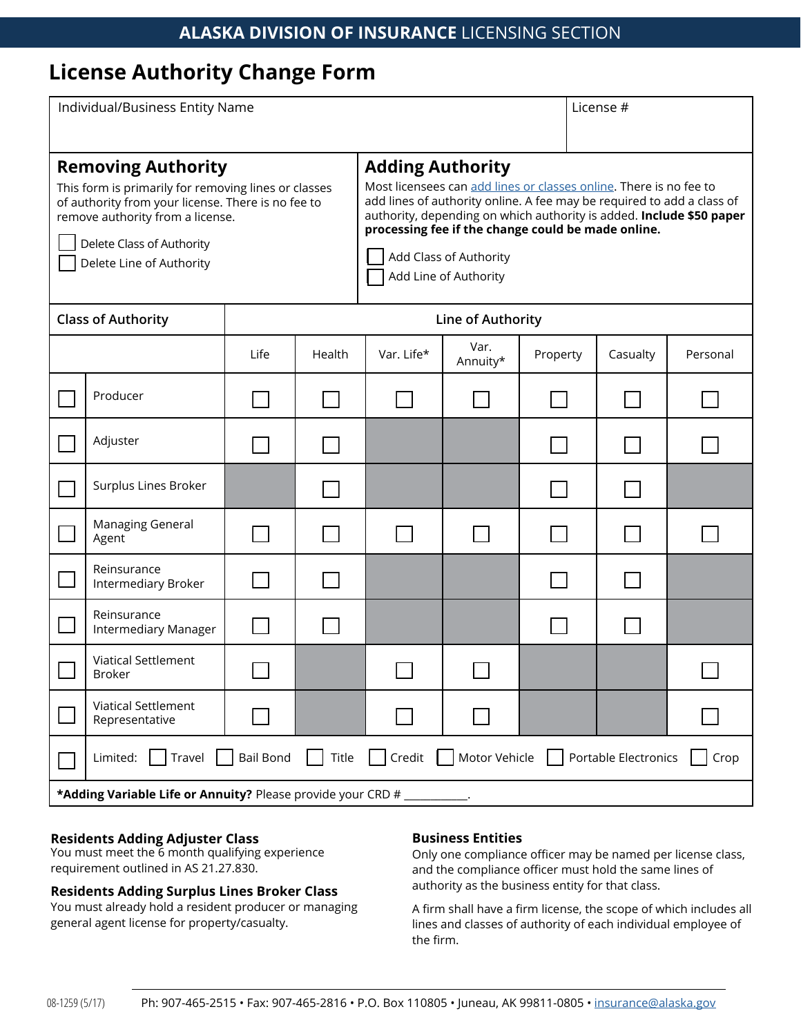ALASKA DIVISION OF INSURANCE LICENSING SECTION

# License Authority Change Form

| Individual/Business Entity Name | License # |
|---|---|
| | |

## Removing Authority

This form is primarily for removing lines or classes of authority from your license. There is no fee to remove authority from a license.

☐ Delete Class of Authority
☐ Delete Line of Authority

## Adding Authority

Most licensees can add lines or classes online. There is no fee to add lines of authority online. A fee may be required to add a class of authority, depending on which authority is added. **Include $50 paper processing fee if the change could be made online.**

☐ Add Class of Authority
☐ Add Line of Authority

| Class of Authority | | Line of Authority | | | | | | |
|---|---|---|---|---|---|---|---|---|
| | | Life | Health | Var. Life* | Var. Annuity* | Property | Casualty | Personal |
| ☐ | Producer | ☐ | ☐ | ☐ | ☐ | ☐ | ☐ | ☐ |
| ☐ | Adjuster | ☐ | ☐ | | | ☐ | ☐ | ☐ |
| ☐ | Surplus Lines Broker | | ☐ | | | ☐ | ☐ | |
| ☐ | Managing General Agent | ☐ | ☐ | ☐ | ☐ | ☐ | ☐ | ☐ |
| ☐ | Reinsurance Intermediary Broker | ☐ | ☐ | | | ☐ | ☐ | |
| ☐ | Reinsurance Intermediary Manager | ☐ | ☐ | | | ☐ | ☐ | |
| ☐ | Viatical Settlement Broker | ☐ | | ☐ | ☐ | | | ☐ |
| ☐ | Viatical Settlement Representative | ☐ | | ☐ | ☐ | | | ☐ |
| ☐ | Limited: ☐ Travel ☐ Bail Bond ☐ Title ☐ Credit ☐ Motor Vehicle ☐ Portable Electronics ☐ Crop | | | | | | | |

***Adding Variable Life or Annuity?** Please provide your CRD # ___________.

### Residents Adding Adjuster Class

You must meet the 6 month qualifying experience requirement outlined in AS 21.27.830.

### Residents Adding Surplus Lines Broker Class

You must already hold a resident producer or managing general agent license for property/casualty.

### Business Entities

Only one compliance officer may be named per license class, and the compliance officer must hold the same lines of authority as the business entity for that class.

A firm shall have a firm license, the scope of which includes all lines and classes of authority of each individual employee of the firm.

08-1259 (5/17) Ph: 907-465-2515 • Fax: 907-465-2816 • P.O. Box 110805 • Juneau, AK 99811-0805 • insurance@alaska.gov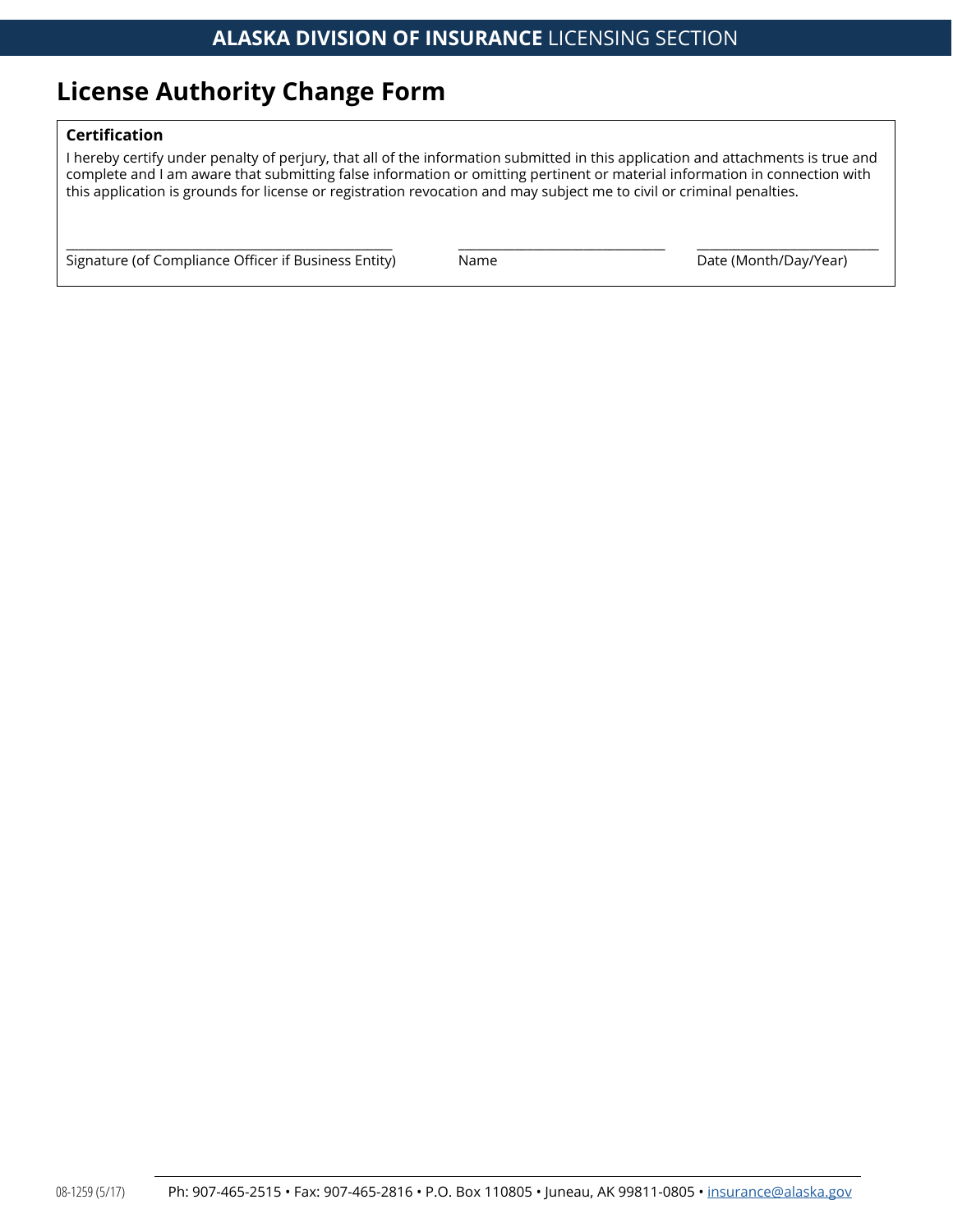ALASKA DIVISION OF INSURANCE LICENSING SECTION

# License Authority Change Form

**Certification**

I hereby certify under penalty of perjury, that all of the information submitted in this application and attachments is true and complete and I am aware that submitting false information or omitting pertinent or material information in connection with this application is grounds for license or registration revocation and may subject me to civil or criminal penalties.

| | | |
|---|---|---|
| ______________________________ | ______________________ | ____________________ |
| Signature (of Compliance Officer if Business Entity) | Name | Date (Month/Day/Year) |

08-1259 (5/17) Ph: 907-465-2515 • Fax: 907-465-2816 • P.O. Box 110805 • Juneau, AK 99811-0805 • insurance@alaska.gov